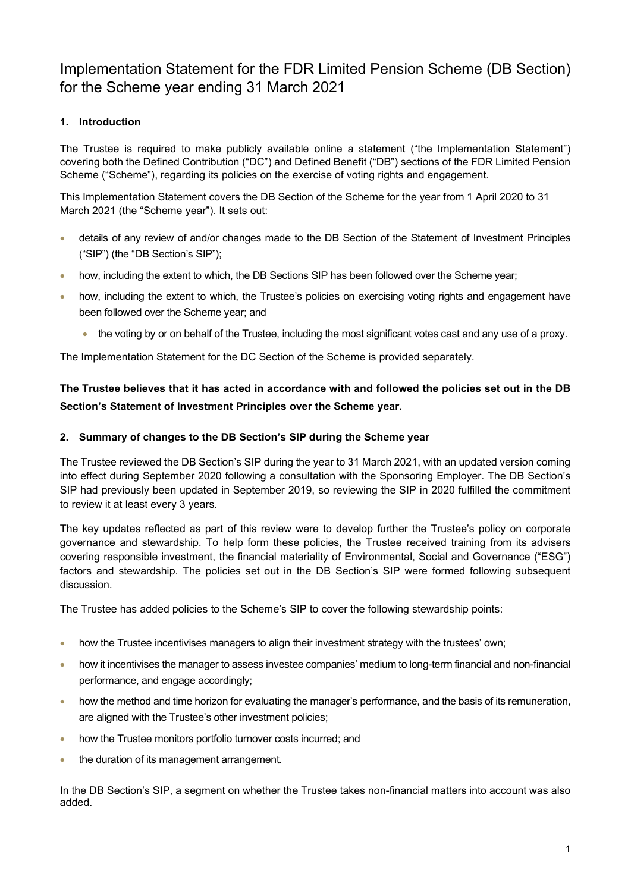# Implementation Statement for the FDR Limited Pension Scheme (DB Section) for the Scheme year ending 31 March 2021

## 1. Introduction

The Trustee is required to make publicly available online a statement ("the Implementation Statement") covering both the Defined Contribution ("DC") and Defined Benefit ("DB") sections of the FDR Limited Pension Scheme ("Scheme"), regarding its policies on the exercise of voting rights and engagement.

This Implementation Statement covers the DB Section of the Scheme for the year from 1 April 2020 to 31 March 2021 (the "Scheme year"). It sets out:

- details of any review of and/or changes made to the DB Section of the Statement of Investment Principles ("SIP") (the "DB Section's SIP");
- how, including the extent to which, the DB Sections SIP has been followed over the Scheme year;
- how, including the extent to which, the Trustee's policies on exercising voting rights and engagement have been followed over the Scheme year; and
  - the voting by or on behalf of the Trustee, including the most significant votes cast and any use of a proxy.

The Implementation Statement for the DC Section of the Scheme is provided separately.

**The Trustee believes that it has acted in accordance with and followed the policies set out in the DB Section's Statement of Investment Principles over the Scheme year.**

## 2. Summary of changes to the DB Section's SIP during the Scheme year

The Trustee reviewed the DB Section's SIP during the year to 31 March 2021, with an updated version coming into effect during September 2020 following a consultation with the Sponsoring Employer. The DB Section's SIP had previously been updated in September 2019, so reviewing the SIP in 2020 fulfilled the commitment to review it at least every 3 years.

The key updates reflected as part of this review were to develop further the Trustee's policy on corporate governance and stewardship. To help form these policies, the Trustee received training from its advisers covering responsible investment, the financial materiality of Environmental, Social and Governance ("ESG") factors and stewardship. The policies set out in the DB Section's SIP were formed following subsequent discussion.

The Trustee has added policies to the Scheme's SIP to cover the following stewardship points:

- how the Trustee incentivises managers to align their investment strategy with the trustees' own;
- how it incentivises the manager to assess investee companies' medium to long-term financial and non-financial performance, and engage accordingly;
- how the method and time horizon for evaluating the manager's performance, and the basis of its remuneration, are aligned with the Trustee's other investment policies;
- how the Trustee monitors portfolio turnover costs incurred; and
- the duration of its management arrangement.

In the DB Section's SIP, a segment on whether the Trustee takes non-financial matters into account was also added.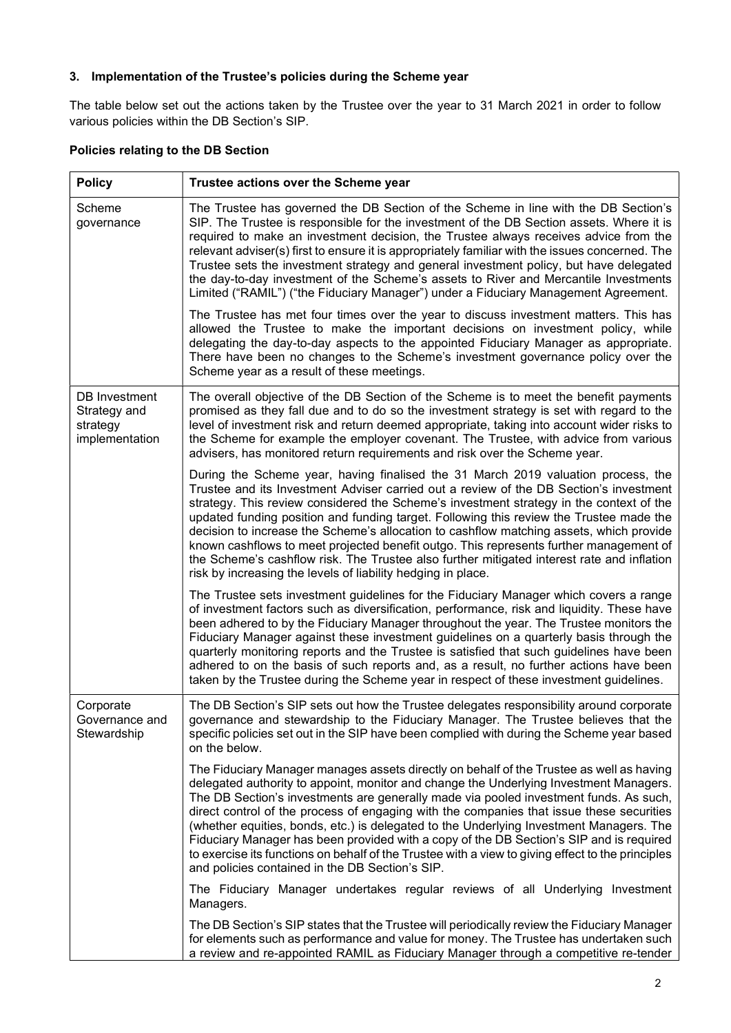### 3. Implementation of the Trustee's policies during the Scheme year

The table below set out the actions taken by the Trustee over the year to 31 March 2021 in order to follow various policies within the DB Section's SIP.

**Policies relating to the DB Section**

| Policy | Trustee actions over the Scheme year |
|---|---|
| Scheme governance | The Trustee has governed the DB Section of the Scheme in line with the DB Section's SIP. The Trustee is responsible for the investment of the DB Section assets. Where it is required to make an investment decision, the Trustee always receives advice from the relevant adviser(s) first to ensure it is appropriately familiar with the issues concerned. The Trustee sets the investment strategy and general investment policy, but have delegated the day-to-day investment of the Scheme's assets to River and Mercantile Investments Limited ("RAMIL") ("the Fiduciary Manager") under a Fiduciary Management Agreement.<br><br>The Trustee has met four times over the year to discuss investment matters. This has allowed the Trustee to make the important decisions on investment policy, while delegating the day-to-day aspects to the appointed Fiduciary Manager as appropriate. There have been no changes to the Scheme's investment governance policy over the Scheme year as a result of these meetings. |
| DB Investment Strategy and strategy implementation | The overall objective of the DB Section of the Scheme is to meet the benefit payments promised as they fall due and to do so the investment strategy is set with regard to the level of investment risk and return deemed appropriate, taking into account wider risks to the Scheme for example the employer covenant. The Trustee, with advice from various advisers, has monitored return requirements and risk over the Scheme year.<br><br>During the Scheme year, having finalised the 31 March 2019 valuation process, the Trustee and its Investment Adviser carried out a review of the DB Section's investment strategy. This review considered the Scheme's investment strategy in the context of the updated funding position and funding target. Following this review the Trustee made the decision to increase the Scheme's allocation to cashflow matching assets, which provide known cashflows to meet projected benefit outgo. This represents further management of the Scheme's cashflow risk. The Trustee also further mitigated interest rate and inflation risk by increasing the levels of liability hedging in place.<br><br>The Trustee sets investment guidelines for the Fiduciary Manager which covers a range of investment factors such as diversification, performance, risk and liquidity. These have been adhered to by the Fiduciary Manager throughout the year. The Trustee monitors the Fiduciary Manager against these investment guidelines on a quarterly basis through the quarterly monitoring reports and the Trustee is satisfied that such guidelines have been adhered to on the basis of such reports and, as a result, no further actions have been taken by the Trustee during the Scheme year in respect of these investment guidelines. |
| Corporate Governance and Stewardship | The DB Section's SIP sets out how the Trustee delegates responsibility around corporate governance and stewardship to the Fiduciary Manager. The Trustee believes that the specific policies set out in the SIP have been complied with during the Scheme year based on the below.<br><br>The Fiduciary Manager manages assets directly on behalf of the Trustee as well as having delegated authority to appoint, monitor and change the Underlying Investment Managers. The DB Section's investments are generally made via pooled investment funds. As such, direct control of the process of engaging with the companies that issue these securities (whether equities, bonds, etc.) is delegated to the Underlying Investment Managers. The Fiduciary Manager has been provided with a copy of the DB Section's SIP and is required to exercise its functions on behalf of the Trustee with a view to giving effect to the principles and policies contained in the DB Section's SIP.<br><br>The Fiduciary Manager undertakes regular reviews of all Underlying Investment Managers.<br><br>The DB Section's SIP states that the Trustee will periodically review the Fiduciary Manager for elements such as performance and value for money. The Trustee has undertaken such a review and re-appointed RAMIL as Fiduciary Manager through a competitive re-tender |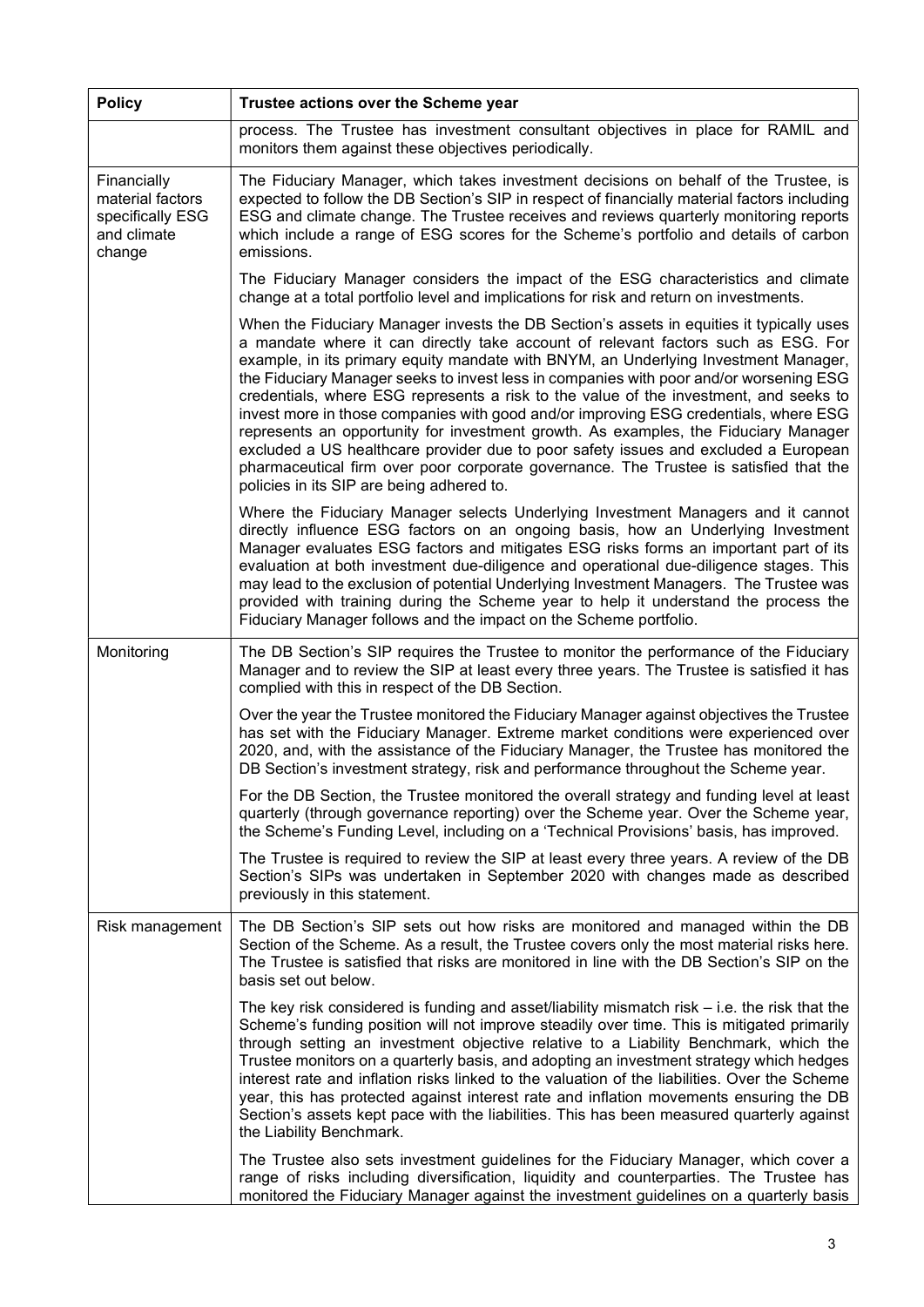| Policy | Trustee actions over the Scheme year |
| --- | --- |
| | process. The Trustee has investment consultant objectives in place for RAMIL and monitors them against these objectives periodically. |
| Financially material factors specifically ESG and climate change | The Fiduciary Manager, which takes investment decisions on behalf of the Trustee, is expected to follow the DB Section's SIP in respect of financially material factors including ESG and climate change. The Trustee receives and reviews quarterly monitoring reports which include a range of ESG scores for the Scheme's portfolio and details of carbon emissions.<br><br>The Fiduciary Manager considers the impact of the ESG characteristics and climate change at a total portfolio level and implications for risk and return on investments.<br><br>When the Fiduciary Manager invests the DB Section's assets in equities it typically uses a mandate where it can directly take account of relevant factors such as ESG. For example, in its primary equity mandate with BNYM, an Underlying Investment Manager, the Fiduciary Manager seeks to invest less in companies with poor and/or worsening ESG credentials, where ESG represents a risk to the value of the investment, and seeks to invest more in those companies with good and/or improving ESG credentials, where ESG represents an opportunity for investment growth. As examples, the Fiduciary Manager excluded a US healthcare provider due to poor safety issues and excluded a European pharmaceutical firm over poor corporate governance. The Trustee is satisfied that the policies in its SIP are being adhered to.<br><br>Where the Fiduciary Manager selects Underlying Investment Managers and it cannot directly influence ESG factors on an ongoing basis, how an Underlying Investment Manager evaluates ESG factors and mitigates ESG risks forms an important part of its evaluation at both investment due-diligence and operational due-diligence stages. This may lead to the exclusion of potential Underlying Investment Managers. The Trustee was provided with training during the Scheme year to help it understand the process the Fiduciary Manager follows and the impact on the Scheme portfolio. |
| Monitoring | The DB Section's SIP requires the Trustee to monitor the performance of the Fiduciary Manager and to review the SIP at least every three years. The Trustee is satisfied it has complied with this in respect of the DB Section.<br><br>Over the year the Trustee monitored the Fiduciary Manager against objectives the Trustee has set with the Fiduciary Manager. Extreme market conditions were experienced over 2020, and, with the assistance of the Fiduciary Manager, the Trustee has monitored the DB Section's investment strategy, risk and performance throughout the Scheme year.<br><br>For the DB Section, the Trustee monitored the overall strategy and funding level at least quarterly (through governance reporting) over the Scheme year. Over the Scheme year, the Scheme's Funding Level, including on a 'Technical Provisions' basis, has improved.<br><br>The Trustee is required to review the SIP at least every three years. A review of the DB Section's SIPs was undertaken in September 2020 with changes made as described previously in this statement. |
| Risk management | The DB Section's SIP sets out how risks are monitored and managed within the DB Section of the Scheme. As a result, the Trustee covers only the most material risks here. The Trustee is satisfied that risks are monitored in line with the DB Section's SIP on the basis set out below.<br><br>The key risk considered is funding and asset/liability mismatch risk – i.e. the risk that the Scheme's funding position will not improve steadily over time. This is mitigated primarily through setting an investment objective relative to a Liability Benchmark, which the Trustee monitors on a quarterly basis, and adopting an investment strategy which hedges interest rate and inflation risks linked to the valuation of the liabilities. Over the Scheme year, this has protected against interest rate and inflation movements ensuring the DB Section's assets kept pace with the liabilities. This has been measured quarterly against the Liability Benchmark.<br><br>The Trustee also sets investment guidelines for the Fiduciary Manager, which cover a range of risks including diversification, liquidity and counterparties. The Trustee has monitored the Fiduciary Manager against the investment guidelines on a quarterly basis |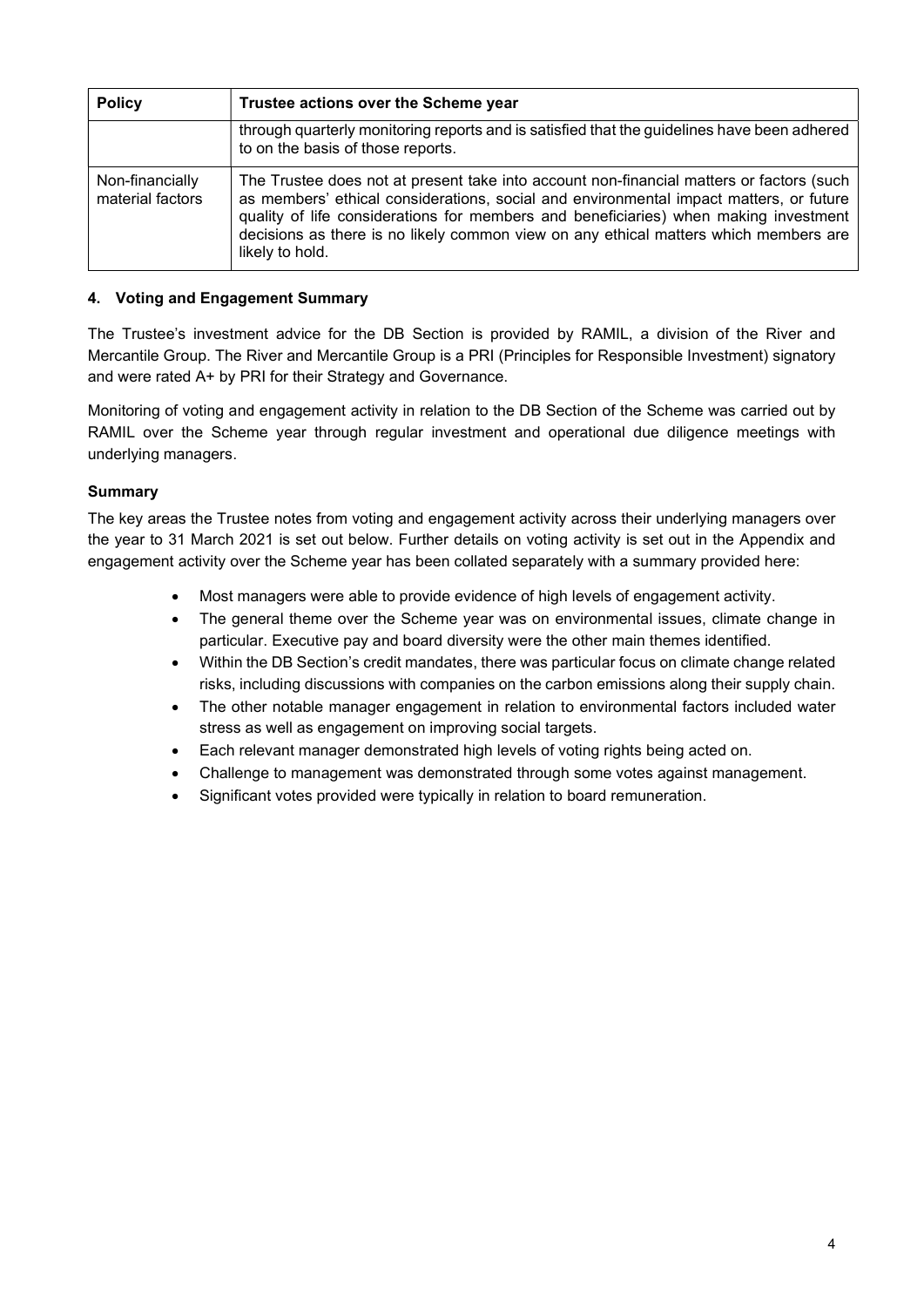| Policy | Trustee actions over the Scheme year |
|---|---|
| | through quarterly monitoring reports and is satisfied that the guidelines have been adhered to on the basis of those reports. |
| Non-financially material factors | The Trustee does not at present take into account non-financial matters or factors (such as members' ethical considerations, social and environmental impact matters, or future quality of life considerations for members and beneficiaries) when making investment decisions as there is no likely common view on any ethical matters which members are likely to hold. |

## 4. Voting and Engagement Summary

The Trustee's investment advice for the DB Section is provided by RAMIL, a division of the River and Mercantile Group. The River and Mercantile Group is a PRI (Principles for Responsible Investment) signatory and were rated A+ by PRI for their Strategy and Governance.

Monitoring of voting and engagement activity in relation to the DB Section of the Scheme was carried out by RAMIL over the Scheme year through regular investment and operational due diligence meetings with underlying managers.

### Summary

The key areas the Trustee notes from voting and engagement activity across their underlying managers over the year to 31 March 2021 is set out below. Further details on voting activity is set out in the Appendix and engagement activity over the Scheme year has been collated separately with a summary provided here:

- Most managers were able to provide evidence of high levels of engagement activity.
- The general theme over the Scheme year was on environmental issues, climate change in particular. Executive pay and board diversity were the other main themes identified.
- Within the DB Section's credit mandates, there was particular focus on climate change related risks, including discussions with companies on the carbon emissions along their supply chain.
- The other notable manager engagement in relation to environmental factors included water stress as well as engagement on improving social targets.
- Each relevant manager demonstrated high levels of voting rights being acted on.
- Challenge to management was demonstrated through some votes against management.
- Significant votes provided were typically in relation to board remuneration.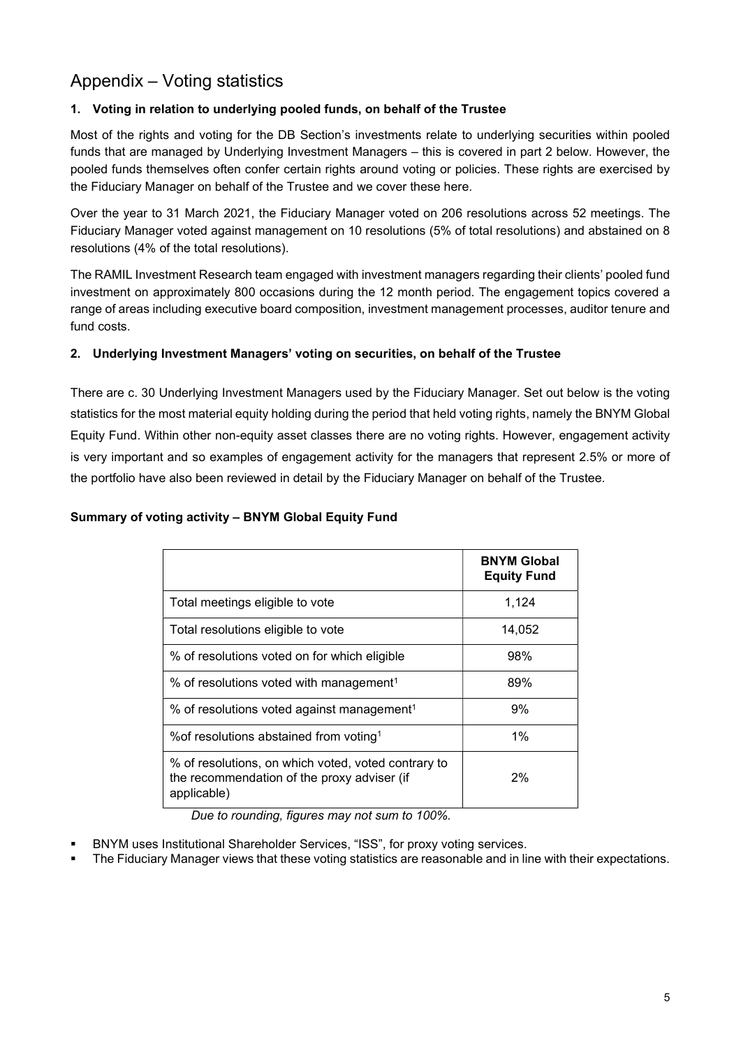# Appendix – Voting statistics

## 1. Voting in relation to underlying pooled funds, on behalf of the Trustee

Most of the rights and voting for the DB Section's investments relate to underlying securities within pooled funds that are managed by Underlying Investment Managers – this is covered in part 2 below. However, the pooled funds themselves often confer certain rights around voting or policies. These rights are exercised by the Fiduciary Manager on behalf of the Trustee and we cover these here.

Over the year to 31 March 2021, the Fiduciary Manager voted on 206 resolutions across 52 meetings. The Fiduciary Manager voted against management on 10 resolutions (5% of total resolutions) and abstained on 8 resolutions (4% of the total resolutions).

The RAMIL Investment Research team engaged with investment managers regarding their clients' pooled fund investment on approximately 800 occasions during the 12 month period. The engagement topics covered a range of areas including executive board composition, investment management processes, auditor tenure and fund costs.

## 2. Underlying Investment Managers' voting on securities, on behalf of the Trustee

There are c. 30 Underlying Investment Managers used by the Fiduciary Manager. Set out below is the voting statistics for the most material equity holding during the period that held voting rights, namely the BNYM Global Equity Fund. Within other non-equity asset classes there are no voting rights. However, engagement activity is very important and so examples of engagement activity for the managers that represent 2.5% or more of the portfolio have also been reviewed in detail by the Fiduciary Manager on behalf of the Trustee.

**Summary of voting activity – BNYM Global Equity Fund**

| | **BNYM Global Equity Fund** |
|---|---|
| Total meetings eligible to vote | 1,124 |
| Total resolutions eligible to vote | 14,052 |
| % of resolutions voted on for which eligible | 98% |
| % of resolutions voted with management[1] | 89% |
| % of resolutions voted against management[1] | 9% |
| %of resolutions abstained from voting[1] | 1% |
| % of resolutions, on which voted, voted contrary to the recommendation of the proxy adviser (if applicable) | 2% |

*Due to rounding, figures may not sum to 100%.*

- BNYM uses Institutional Shareholder Services, "ISS", for proxy voting services.
- The Fiduciary Manager views that these voting statistics are reasonable and in line with their expectations.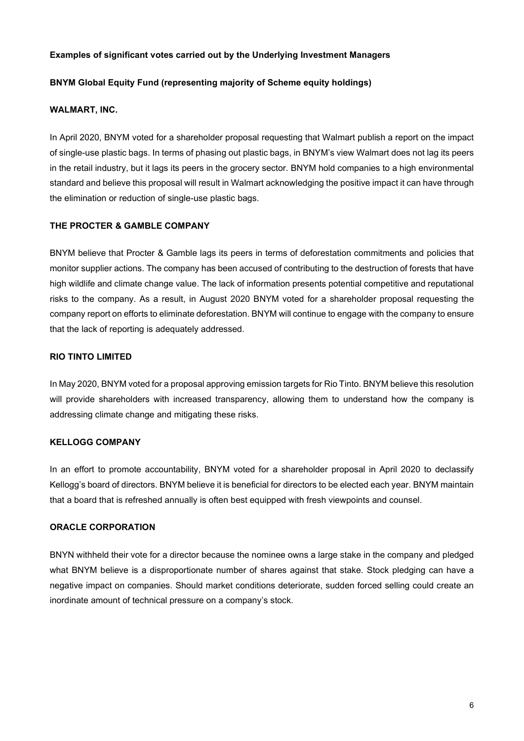**Examples of significant votes carried out by the Underlying Investment Managers**

**BNYM Global Equity Fund (representing majority of Scheme equity holdings)**

**WALMART, INC.**

In April 2020, BNYM voted for a shareholder proposal requesting that Walmart publish a report on the impact of single-use plastic bags. In terms of phasing out plastic bags, in BNYM's view Walmart does not lag its peers in the retail industry, but it lags its peers in the grocery sector. BNYM hold companies to a high environmental standard and believe this proposal will result in Walmart acknowledging the positive impact it can have through the elimination or reduction of single-use plastic bags.

**THE PROCTER & GAMBLE COMPANY**

BNYM believe that Procter & Gamble lags its peers in terms of deforestation commitments and policies that monitor supplier actions. The company has been accused of contributing to the destruction of forests that have high wildlife and climate change value. The lack of information presents potential competitive and reputational risks to the company. As a result, in August 2020 BNYM voted for a shareholder proposal requesting the company report on efforts to eliminate deforestation. BNYM will continue to engage with the company to ensure that the lack of reporting is adequately addressed.

**RIO TINTO LIMITED**

In May 2020, BNYM voted for a proposal approving emission targets for Rio Tinto. BNYM believe this resolution will provide shareholders with increased transparency, allowing them to understand how the company is addressing climate change and mitigating these risks.

**KELLOGG COMPANY**

In an effort to promote accountability, BNYM voted for a shareholder proposal in April 2020 to declassify Kellogg's board of directors. BNYM believe it is beneficial for directors to be elected each year. BNYM maintain that a board that is refreshed annually is often best equipped with fresh viewpoints and counsel.

**ORACLE CORPORATION**

BNYN withheld their vote for a director because the nominee owns a large stake in the company and pledged what BNYM believe is a disproportionate number of shares against that stake. Stock pledging can have a negative impact on companies. Should market conditions deteriorate, sudden forced selling could create an inordinate amount of technical pressure on a company's stock.